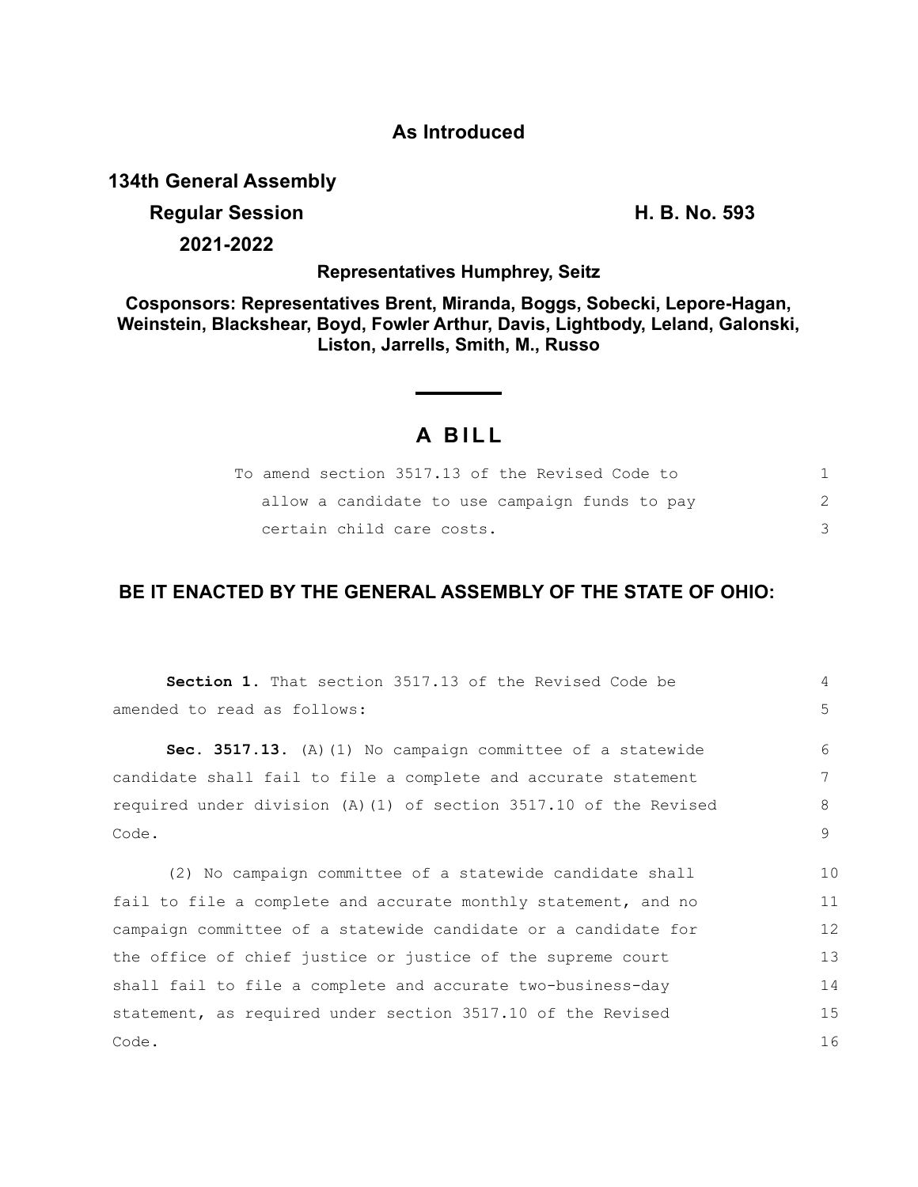**As Introduced**

**134th General Assembly**

**Regular Session** **H. B. No. 593**

**2021-2022**

**Representatives Humphrey, Seitz**

**Cosponsors: Representatives Brent, Miranda, Boggs, Sobecki, Lepore-Hagan, Weinstein, Blackshear, Boyd, Fowler Arthur, Davis, Lightbody, Leland, Galonski, Liston, Jarrells, Smith, M., Russo**

# A BILL

To amend section 3517.13 of the Revised Code to allow a candidate to use campaign funds to pay certain child care costs.

**BE IT ENACTED BY THE GENERAL ASSEMBLY OF THE STATE OF OHIO:**

**Section 1.** That section 3517.13 of the Revised Code be amended to read as follows:

**Sec. 3517.13.** (A)(1) No campaign committee of a statewide candidate shall fail to file a complete and accurate statement required under division (A)(1) of section 3517.10 of the Revised Code.

(2) No campaign committee of a statewide candidate shall fail to file a complete and accurate monthly statement, and no campaign committee of a statewide candidate or a candidate for the office of chief justice or justice of the supreme court shall fail to file a complete and accurate two-business-day statement, as required under section 3517.10 of the Revised Code.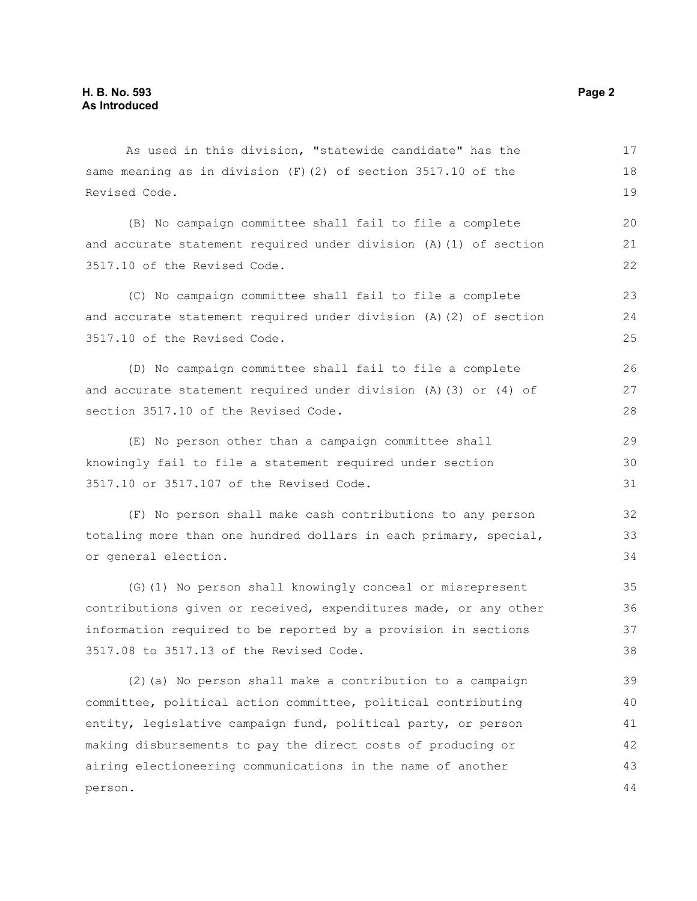As used in this division, "statewide candidate" has the same meaning as in division (F)(2) of section 3517.10 of the Revised Code.

(B) No campaign committee shall fail to file a complete and accurate statement required under division (A)(1) of section 3517.10 of the Revised Code.

(C) No campaign committee shall fail to file a complete and accurate statement required under division (A)(2) of section 3517.10 of the Revised Code.

(D) No campaign committee shall fail to file a complete and accurate statement required under division (A)(3) or (4) of section 3517.10 of the Revised Code.

(E) No person other than a campaign committee shall knowingly fail to file a statement required under section 3517.10 or 3517.107 of the Revised Code.

(F) No person shall make cash contributions to any person totaling more than one hundred dollars in each primary, special, or general election.

(G)(1) No person shall knowingly conceal or misrepresent contributions given or received, expenditures made, or any other information required to be reported by a provision in sections 3517.08 to 3517.13 of the Revised Code.

(2)(a) No person shall make a contribution to a campaign committee, political action committee, political contributing entity, legislative campaign fund, political party, or person making disbursements to pay the direct costs of producing or airing electioneering communications in the name of another person.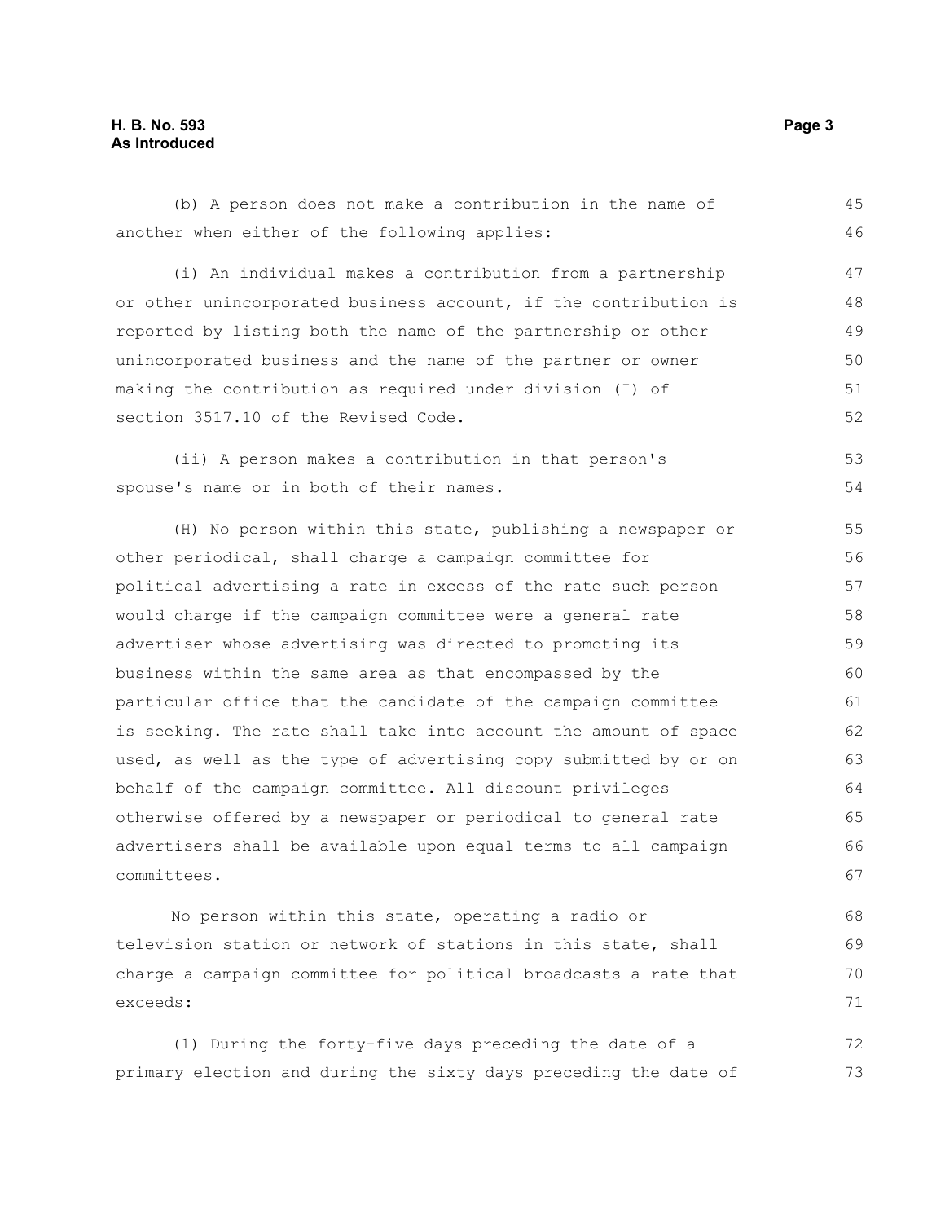(b) A person does not make a contribution in the name of another when either of the following applies:

(i) An individual makes a contribution from a partnership or other unincorporated business account, if the contribution is reported by listing both the name of the partnership or other unincorporated business and the name of the partner or owner making the contribution as required under division (I) of section 3517.10 of the Revised Code.

(ii) A person makes a contribution in that person's spouse's name or in both of their names.

(H) No person within this state, publishing a newspaper or other periodical, shall charge a campaign committee for political advertising a rate in excess of the rate such person would charge if the campaign committee were a general rate advertiser whose advertising was directed to promoting its business within the same area as that encompassed by the particular office that the candidate of the campaign committee is seeking. The rate shall take into account the amount of space used, as well as the type of advertising copy submitted by or on behalf of the campaign committee. All discount privileges otherwise offered by a newspaper or periodical to general rate advertisers shall be available upon equal terms to all campaign committees.

No person within this state, operating a radio or television station or network of stations in this state, shall charge a campaign committee for political broadcasts a rate that exceeds:

(1) During the forty-five days preceding the date of a primary election and during the sixty days preceding the date of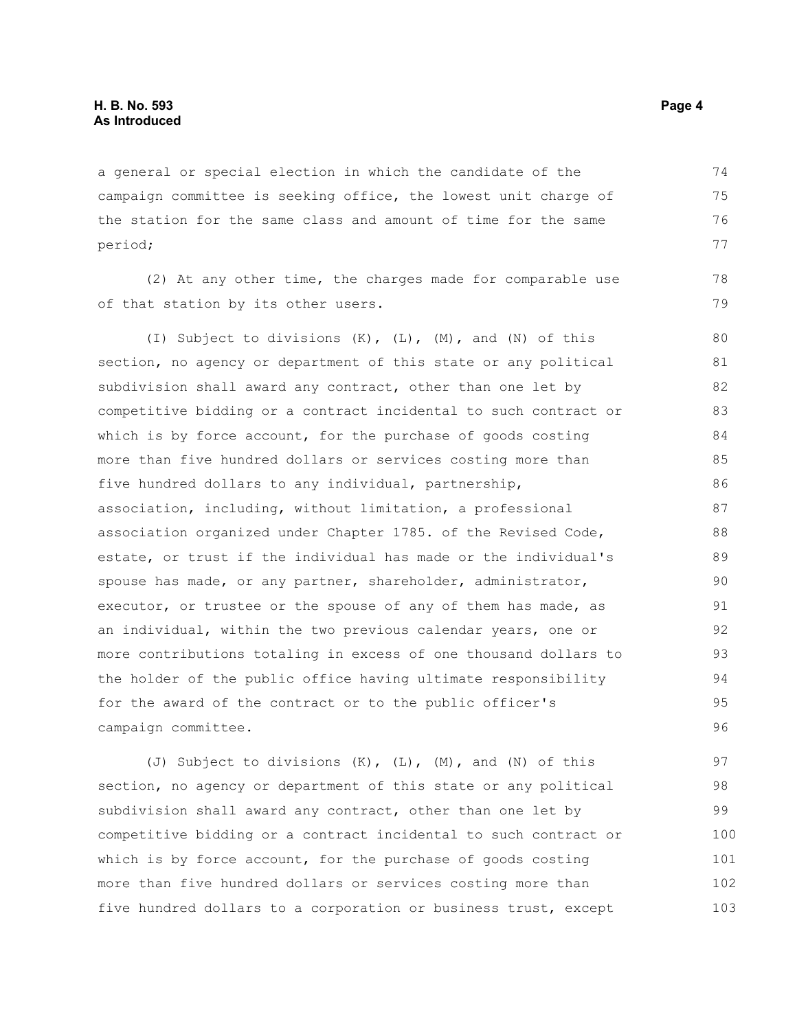a general or special election in which the candidate of the campaign committee is seeking office, the lowest unit charge of the station for the same class and amount of time for the same period;

(2) At any other time, the charges made for comparable use of that station by its other users.

(I) Subject to divisions (K), (L), (M), and (N) of this section, no agency or department of this state or any political subdivision shall award any contract, other than one let by competitive bidding or a contract incidental to such contract or which is by force account, for the purchase of goods costing more than five hundred dollars or services costing more than five hundred dollars to any individual, partnership, association, including, without limitation, a professional association organized under Chapter 1785. of the Revised Code, estate, or trust if the individual has made or the individual's spouse has made, or any partner, shareholder, administrator, executor, or trustee or the spouse of any of them has made, as an individual, within the two previous calendar years, one or more contributions totaling in excess of one thousand dollars to the holder of the public office having ultimate responsibility for the award of the contract or to the public officer's campaign committee.

(J) Subject to divisions (K), (L), (M), and (N) of this section, no agency or department of this state or any political subdivision shall award any contract, other than one let by competitive bidding or a contract incidental to such contract or which is by force account, for the purchase of goods costing more than five hundred dollars or services costing more than five hundred dollars to a corporation or business trust, except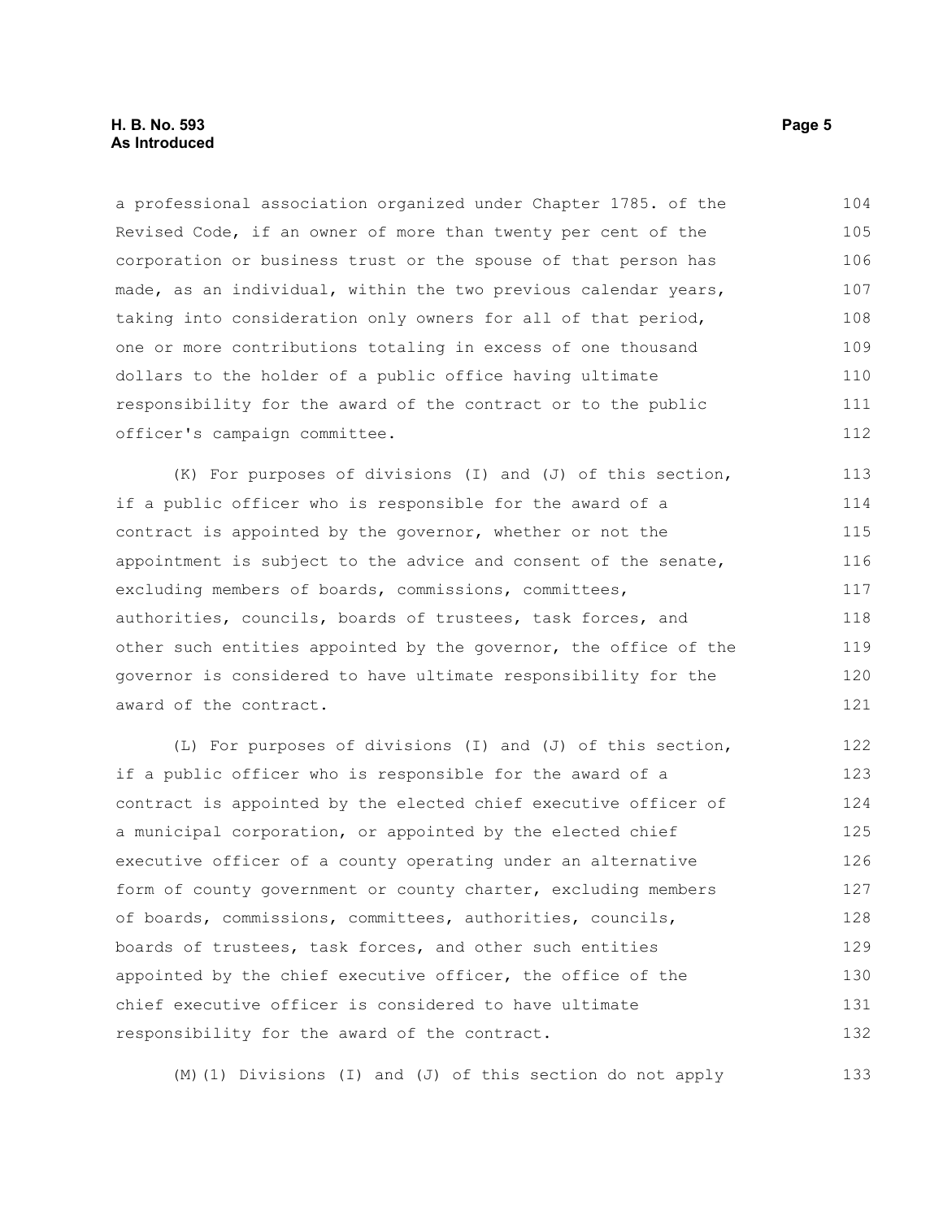a professional association organized under Chapter 1785. of the Revised Code, if an owner of more than twenty per cent of the corporation or business trust or the spouse of that person has made, as an individual, within the two previous calendar years, taking into consideration only owners for all of that period, one or more contributions totaling in excess of one thousand dollars to the holder of a public office having ultimate responsibility for the award of the contract or to the public officer's campaign committee.

(K) For purposes of divisions (I) and (J) of this section, if a public officer who is responsible for the award of a contract is appointed by the governor, whether or not the appointment is subject to the advice and consent of the senate, excluding members of boards, commissions, committees, authorities, councils, boards of trustees, task forces, and other such entities appointed by the governor, the office of the governor is considered to have ultimate responsibility for the award of the contract.

(L) For purposes of divisions (I) and (J) of this section, if a public officer who is responsible for the award of a contract is appointed by the elected chief executive officer of a municipal corporation, or appointed by the elected chief executive officer of a county operating under an alternative form of county government or county charter, excluding members of boards, commissions, committees, authorities, councils, boards of trustees, task forces, and other such entities appointed by the chief executive officer, the office of the chief executive officer is considered to have ultimate responsibility for the award of the contract.

(M)(1) Divisions (I) and (J) of this section do not apply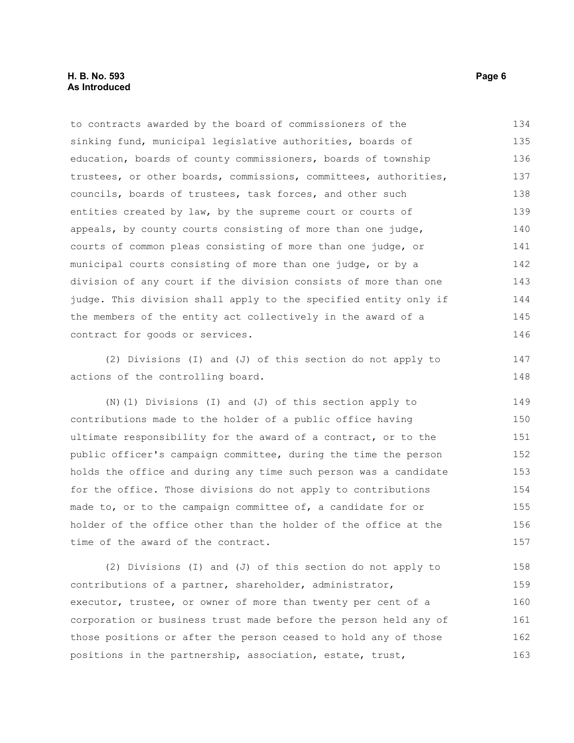to contracts awarded by the board of commissioners of the sinking fund, municipal legislative authorities, boards of education, boards of county commissioners, boards of township trustees, or other boards, commissions, committees, authorities, councils, boards of trustees, task forces, and other such entities created by law, by the supreme court or courts of appeals, by county courts consisting of more than one judge, courts of common pleas consisting of more than one judge, or municipal courts consisting of more than one judge, or by a division of any court if the division consists of more than one judge. This division shall apply to the specified entity only if the members of the entity act collectively in the award of a contract for goods or services.

(2) Divisions (I) and (J) of this section do not apply to actions of the controlling board.

(N)(1) Divisions (I) and (J) of this section apply to contributions made to the holder of a public office having ultimate responsibility for the award of a contract, or to the public officer's campaign committee, during the time the person holds the office and during any time such person was a candidate for the office. Those divisions do not apply to contributions made to, or to the campaign committee of, a candidate for or holder of the office other than the holder of the office at the time of the award of the contract.

(2) Divisions (I) and (J) of this section do not apply to contributions of a partner, shareholder, administrator, executor, trustee, or owner of more than twenty per cent of a corporation or business trust made before the person held any of those positions or after the person ceased to hold any of those positions in the partnership, association, estate, trust,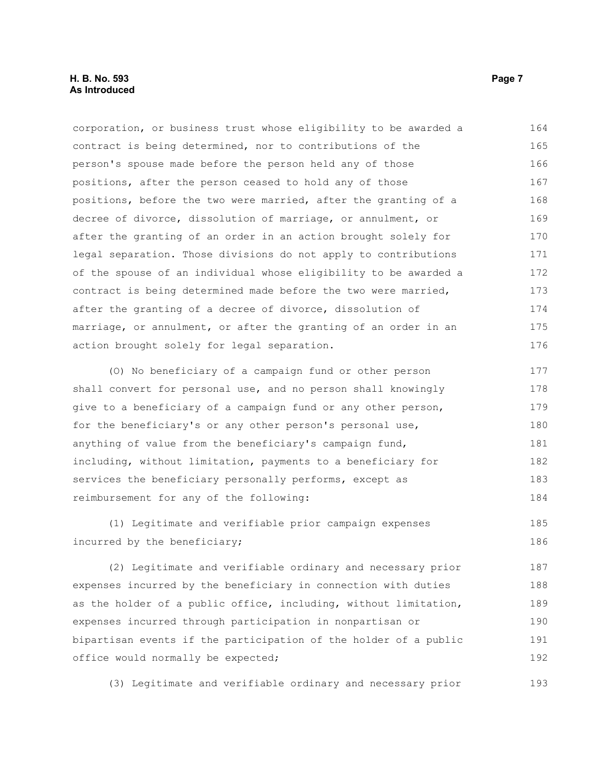corporation, or business trust whose eligibility to be awarded a contract is being determined, nor to contributions of the person's spouse made before the person held any of those positions, after the person ceased to hold any of those positions, before the two were married, after the granting of a decree of divorce, dissolution of marriage, or annulment, or after the granting of an order in an action brought solely for legal separation. Those divisions do not apply to contributions of the spouse of an individual whose eligibility to be awarded a contract is being determined made before the two were married, after the granting of a decree of divorce, dissolution of marriage, or annulment, or after the granting of an order in an action brought solely for legal separation.

(O) No beneficiary of a campaign fund or other person shall convert for personal use, and no person shall knowingly give to a beneficiary of a campaign fund or any other person, for the beneficiary's or any other person's personal use, anything of value from the beneficiary's campaign fund, including, without limitation, payments to a beneficiary for services the beneficiary personally performs, except as reimbursement for any of the following:

(1) Legitimate and verifiable prior campaign expenses incurred by the beneficiary;

(2) Legitimate and verifiable ordinary and necessary prior expenses incurred by the beneficiary in connection with duties as the holder of a public office, including, without limitation, expenses incurred through participation in nonpartisan or bipartisan events if the participation of the holder of a public office would normally be expected;

(3) Legitimate and verifiable ordinary and necessary prior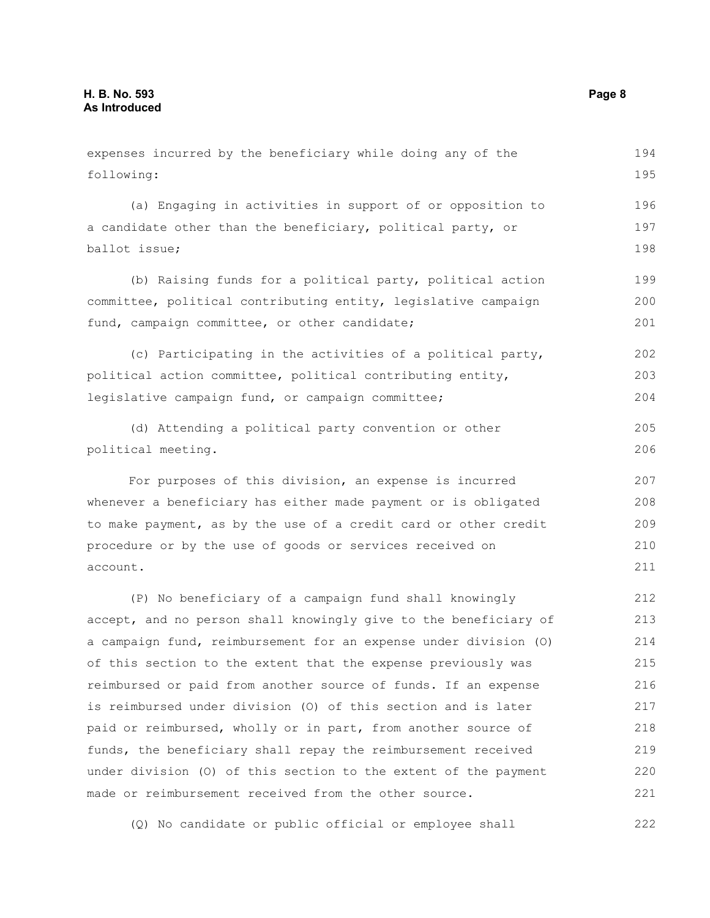expenses incurred by the beneficiary while doing any of the following:

(a) Engaging in activities in support of or opposition to a candidate other than the beneficiary, political party, or ballot issue;

(b) Raising funds for a political party, political action committee, political contributing entity, legislative campaign fund, campaign committee, or other candidate;

(c) Participating in the activities of a political party, political action committee, political contributing entity, legislative campaign fund, or campaign committee;

(d) Attending a political party convention or other political meeting.

For purposes of this division, an expense is incurred whenever a beneficiary has either made payment or is obligated to make payment, as by the use of a credit card or other credit procedure or by the use of goods or services received on account.

(P) No beneficiary of a campaign fund shall knowingly accept, and no person shall knowingly give to the beneficiary of a campaign fund, reimbursement for an expense under division (O) of this section to the extent that the expense previously was reimbursed or paid from another source of funds. If an expense is reimbursed under division (O) of this section and is later paid or reimbursed, wholly or in part, from another source of funds, the beneficiary shall repay the reimbursement received under division (O) of this section to the extent of the payment made or reimbursement received from the other source.

(Q) No candidate or public official or employee shall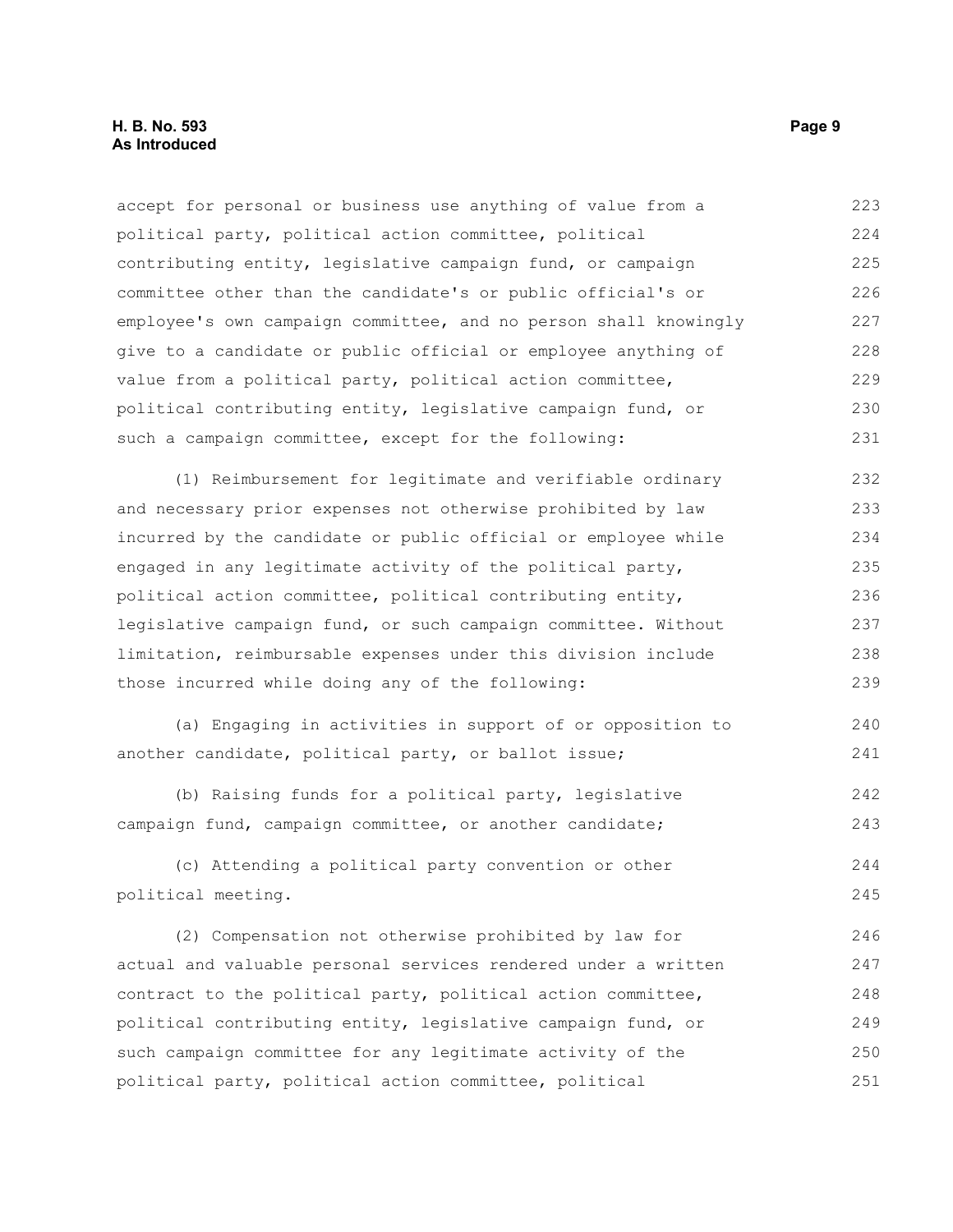accept for personal or business use anything of value from a political party, political action committee, political contributing entity, legislative campaign fund, or campaign committee other than the candidate's or public official's or employee's own campaign committee, and no person shall knowingly give to a candidate or public official or employee anything of value from a political party, political action committee, political contributing entity, legislative campaign fund, or such a campaign committee, except for the following:

(1) Reimbursement for legitimate and verifiable ordinary and necessary prior expenses not otherwise prohibited by law incurred by the candidate or public official or employee while engaged in any legitimate activity of the political party, political action committee, political contributing entity, legislative campaign fund, or such campaign committee. Without limitation, reimbursable expenses under this division include those incurred while doing any of the following:

(a) Engaging in activities in support of or opposition to another candidate, political party, or ballot issue;

(b) Raising funds for a political party, legislative campaign fund, campaign committee, or another candidate;

(c) Attending a political party convention or other political meeting.

(2) Compensation not otherwise prohibited by law for actual and valuable personal services rendered under a written contract to the political party, political action committee, political contributing entity, legislative campaign fund, or such campaign committee for any legitimate activity of the political party, political action committee, political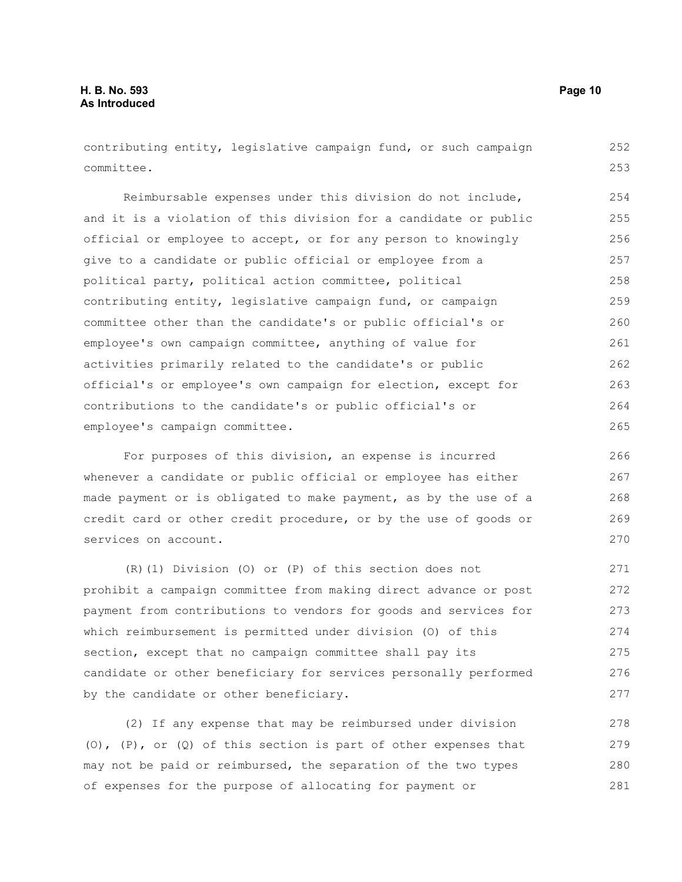contributing entity, legislative campaign fund, or such campaign committee.

Reimbursable expenses under this division do not include, and it is a violation of this division for a candidate or public official or employee to accept, or for any person to knowingly give to a candidate or public official or employee from a political party, political action committee, political contributing entity, legislative campaign fund, or campaign committee other than the candidate's or public official's or employee's own campaign committee, anything of value for activities primarily related to the candidate's or public official's or employee's own campaign for election, except for contributions to the candidate's or public official's or employee's campaign committee.

For purposes of this division, an expense is incurred whenever a candidate or public official or employee has either made payment or is obligated to make payment, as by the use of a credit card or other credit procedure, or by the use of goods or services on account.

(R)(1) Division (O) or (P) of this section does not prohibit a campaign committee from making direct advance or post payment from contributions to vendors for goods and services for which reimbursement is permitted under division (O) of this section, except that no campaign committee shall pay its candidate or other beneficiary for services personally performed by the candidate or other beneficiary.

(2) If any expense that may be reimbursed under division (O), (P), or (Q) of this section is part of other expenses that may not be paid or reimbursed, the separation of the two types of expenses for the purpose of allocating for payment or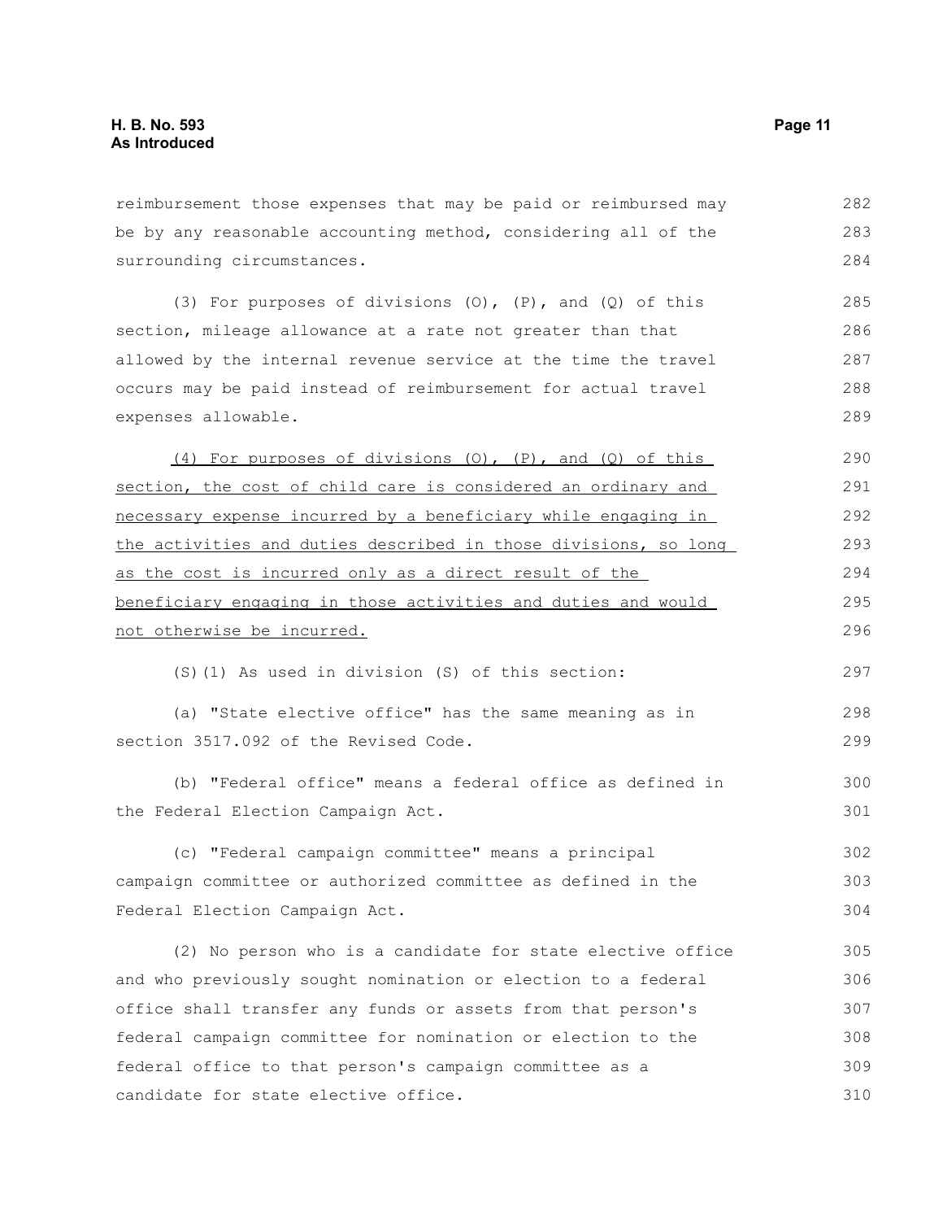reimbursement those expenses that may be paid or reimbursed may be by any reasonable accounting method, considering all of the surrounding circumstances.

(3) For purposes of divisions (O), (P), and (Q) of this section, mileage allowance at a rate not greater than that allowed by the internal revenue service at the time the travel occurs may be paid instead of reimbursement for actual travel expenses allowable.

<u>(4) For purposes of divisions (O), (P), and (Q) of this section, the cost of child care is considered an ordinary and necessary expense incurred by a beneficiary while engaging in the activities and duties described in those divisions, so long as the cost is incurred only as a direct result of the beneficiary engaging in those activities and duties and would not otherwise be incurred.</u>

(S)(1) As used in division (S) of this section:

(a) "State elective office" has the same meaning as in section 3517.092 of the Revised Code.

(b) "Federal office" means a federal office as defined in the Federal Election Campaign Act.

(c) "Federal campaign committee" means a principal campaign committee or authorized committee as defined in the Federal Election Campaign Act.

(2) No person who is a candidate for state elective office and who previously sought nomination or election to a federal office shall transfer any funds or assets from that person's federal campaign committee for nomination or election to the federal office to that person's campaign committee as a candidate for state elective office.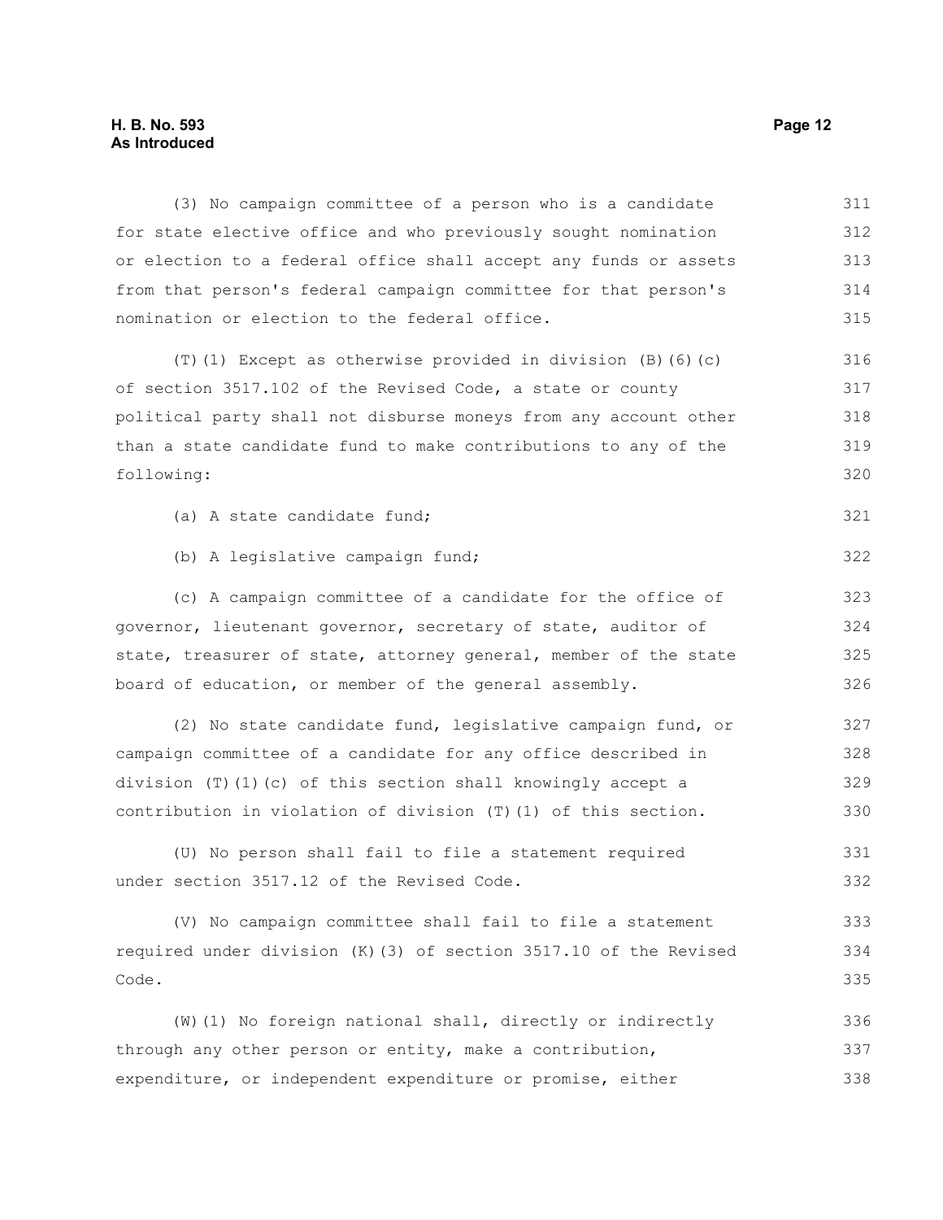(3) No campaign committee of a person who is a candidate for state elective office and who previously sought nomination or election to a federal office shall accept any funds or assets from that person's federal campaign committee for that person's nomination or election to the federal office.

(T)(1) Except as otherwise provided in division (B)(6)(c) of section 3517.102 of the Revised Code, a state or county political party shall not disburse moneys from any account other than a state candidate fund to make contributions to any of the following:

(a) A state candidate fund;

(b) A legislative campaign fund;

(c) A campaign committee of a candidate for the office of governor, lieutenant governor, secretary of state, auditor of state, treasurer of state, attorney general, member of the state board of education, or member of the general assembly.

(2) No state candidate fund, legislative campaign fund, or campaign committee of a candidate for any office described in division (T)(1)(c) of this section shall knowingly accept a contribution in violation of division (T)(1) of this section.

(U) No person shall fail to file a statement required under section 3517.12 of the Revised Code.

(V) No campaign committee shall fail to file a statement required under division (K)(3) of section 3517.10 of the Revised Code.

(W)(1) No foreign national shall, directly or indirectly through any other person or entity, make a contribution, expenditure, or independent expenditure or promise, either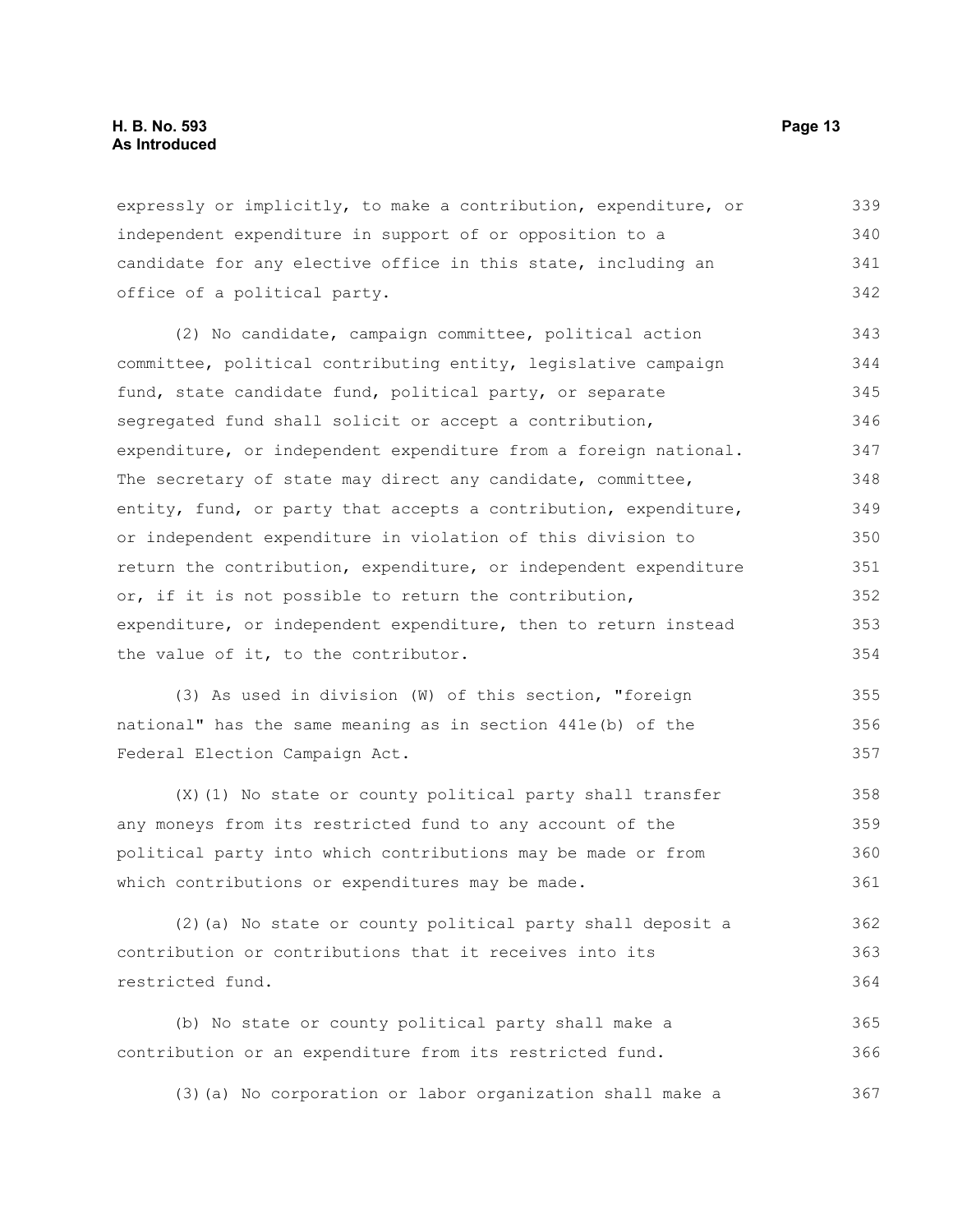expressly or implicitly, to make a contribution, expenditure, or independent expenditure in support of or opposition to a candidate for any elective office in this state, including an office of a political party.

(2) No candidate, campaign committee, political action committee, political contributing entity, legislative campaign fund, state candidate fund, political party, or separate segregated fund shall solicit or accept a contribution, expenditure, or independent expenditure from a foreign national. The secretary of state may direct any candidate, committee, entity, fund, or party that accepts a contribution, expenditure, or independent expenditure in violation of this division to return the contribution, expenditure, or independent expenditure or, if it is not possible to return the contribution, expenditure, or independent expenditure, then to return instead the value of it, to the contributor.

(3) As used in division (W) of this section, "foreign national" has the same meaning as in section 441e(b) of the Federal Election Campaign Act.

(X)(1) No state or county political party shall transfer any moneys from its restricted fund to any account of the political party into which contributions may be made or from which contributions or expenditures may be made.

(2)(a) No state or county political party shall deposit a contribution or contributions that it receives into its restricted fund.

(b) No state or county political party shall make a contribution or an expenditure from its restricted fund.

(3)(a) No corporation or labor organization shall make a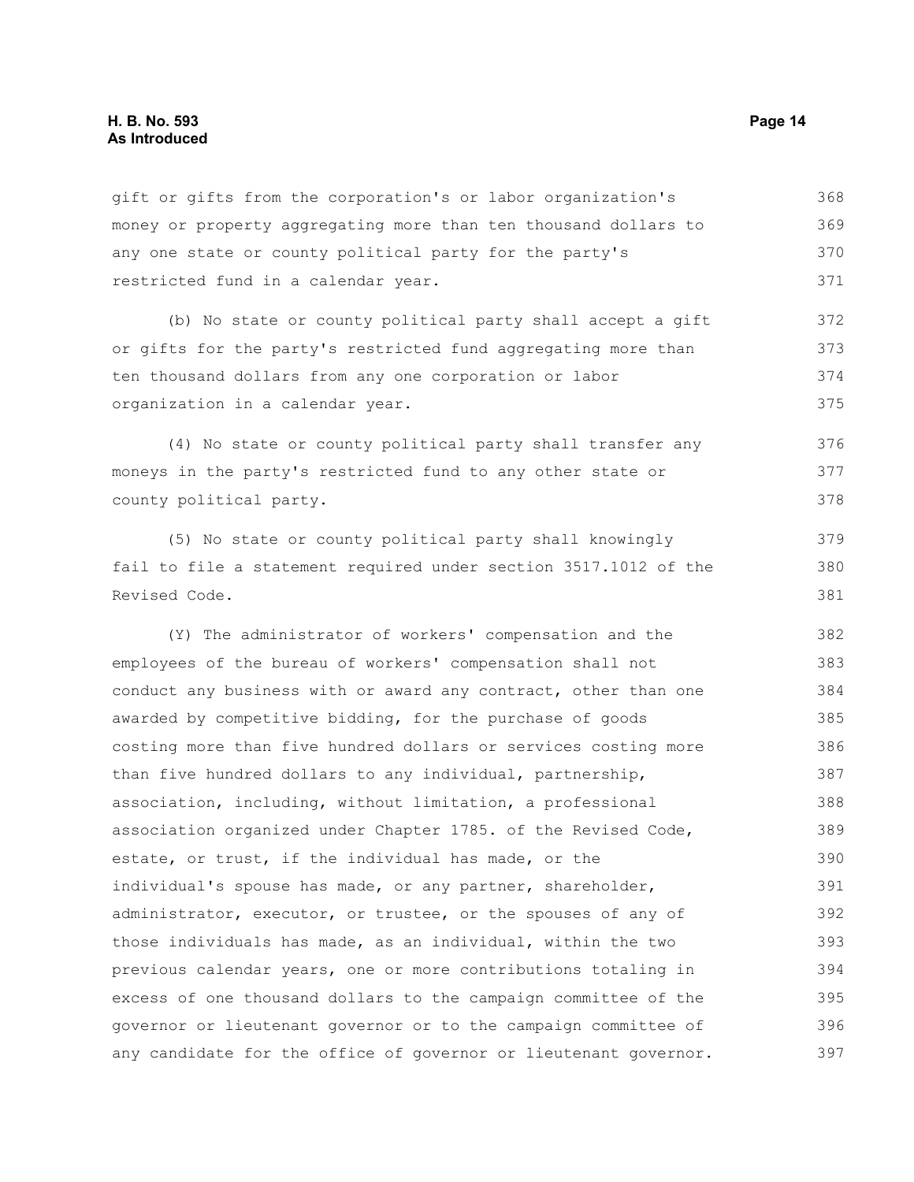gift or gifts from the corporation's or labor organization's money or property aggregating more than ten thousand dollars to any one state or county political party for the party's restricted fund in a calendar year.

(b) No state or county political party shall accept a gift or gifts for the party's restricted fund aggregating more than ten thousand dollars from any one corporation or labor organization in a calendar year.

(4) No state or county political party shall transfer any moneys in the party's restricted fund to any other state or county political party.

(5) No state or county political party shall knowingly fail to file a statement required under section 3517.1012 of the Revised Code.

(Y) The administrator of workers' compensation and the employees of the bureau of workers' compensation shall not conduct any business with or award any contract, other than one awarded by competitive bidding, for the purchase of goods costing more than five hundred dollars or services costing more than five hundred dollars to any individual, partnership, association, including, without limitation, a professional association organized under Chapter 1785. of the Revised Code, estate, or trust, if the individual has made, or the individual's spouse has made, or any partner, shareholder, administrator, executor, or trustee, or the spouses of any of those individuals has made, as an individual, within the two previous calendar years, one or more contributions totaling in excess of one thousand dollars to the campaign committee of the governor or lieutenant governor or to the campaign committee of any candidate for the office of governor or lieutenant governor.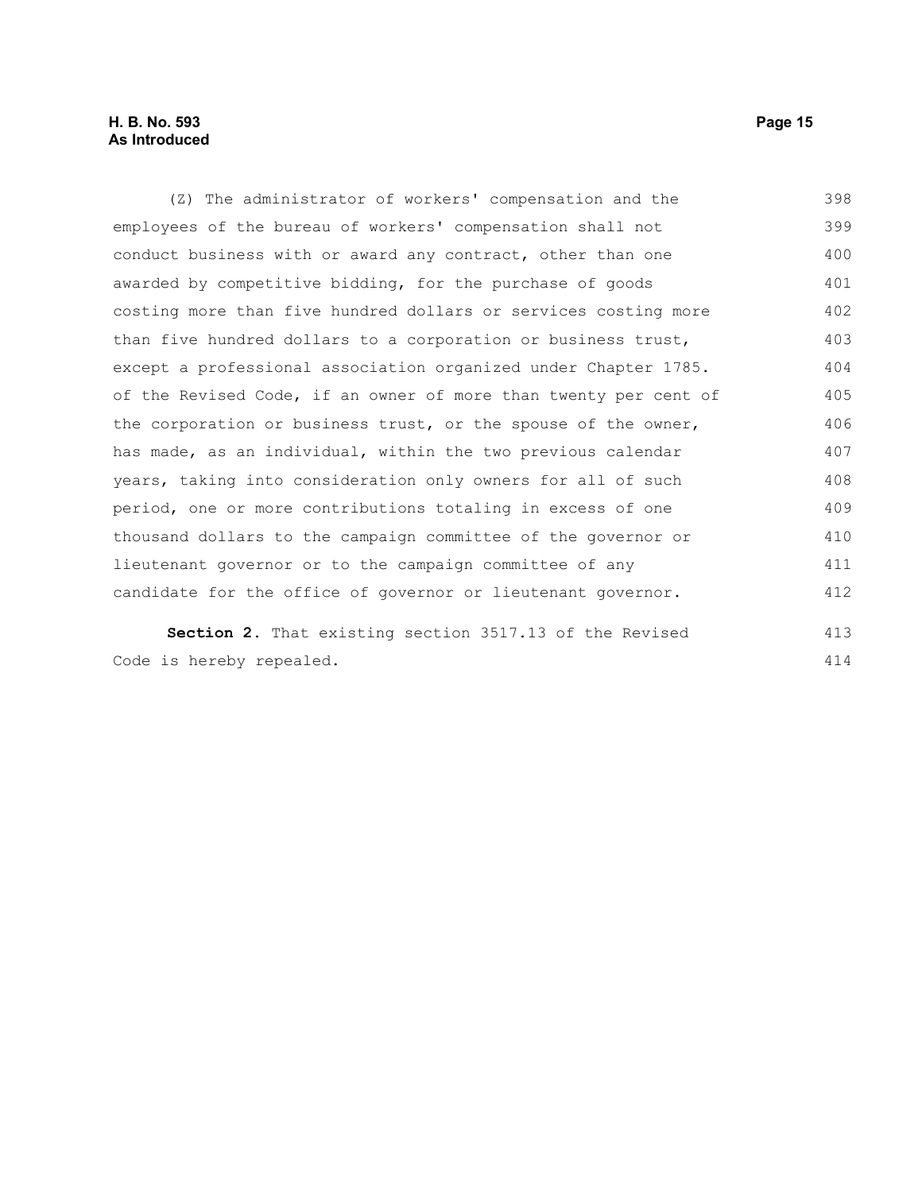(Z) The administrator of workers' compensation and the employees of the bureau of workers' compensation shall not conduct business with or award any contract, other than one awarded by competitive bidding, for the purchase of goods costing more than five hundred dollars or services costing more than five hundred dollars to a corporation or business trust, except a professional association organized under Chapter 1785. of the Revised Code, if an owner of more than twenty per cent of the corporation or business trust, or the spouse of the owner, has made, as an individual, within the two previous calendar years, taking into consideration only owners for all of such period, one or more contributions totaling in excess of one thousand dollars to the campaign committee of the governor or lieutenant governor or to the campaign committee of any candidate for the office of governor or lieutenant governor.

**Section 2.** That existing section 3517.13 of the Revised Code is hereby repealed.